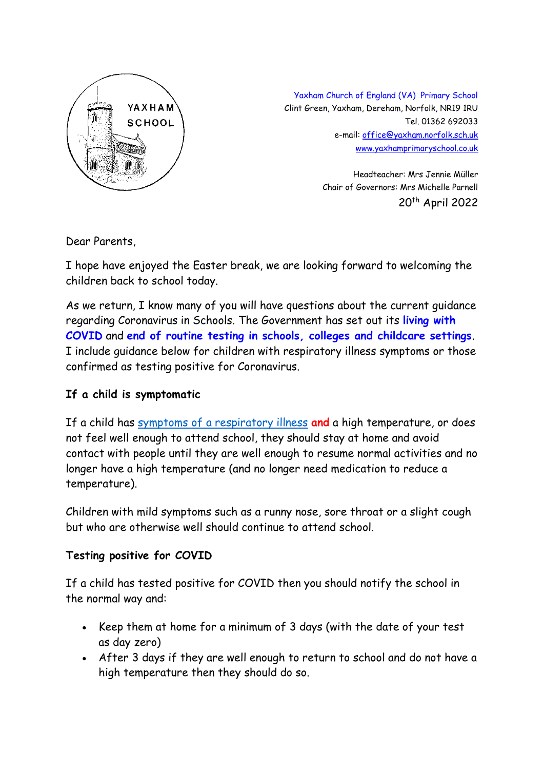YAXHAM SCHOOL

Yaxham Church of England (VA) Primary School
Clint Green, Yaxham, Dereham, Norfolk, NR19 1RU
Tel. 01362 692033
e-mail: office@yaxham.norfolk.sch.uk
www.yaxhamprimaryschool.co.uk

Headteacher: Mrs Jennie Müller
Chair of Governors: Mrs Michelle Parnell
20th April 2022

Dear Parents,

I hope have enjoyed the Easter break, we are looking forward to welcoming the children back to school today.

As we return, I know many of you will have questions about the current guidance regarding Coronavirus in Schools. The Government has set out its **living with COVID** and **end of routine testing in schools, colleges and childcare settings**. I include guidance below for children with respiratory illness symptoms or those confirmed as testing positive for Coronavirus.

**If a child is symptomatic**

If a child has symptoms of a respiratory illness **and** a high temperature, or does not feel well enough to attend school, they should stay at home and avoid contact with people until they are well enough to resume normal activities and no longer have a high temperature (and no longer need medication to reduce a temperature).

Children with mild symptoms such as a runny nose, sore throat or a slight cough but who are otherwise well should continue to attend school.

**Testing positive for COVID**

If a child has tested positive for COVID then you should notify the school in the normal way and:

- Keep them at home for a minimum of 3 days (with the date of your test as day zero)
- After 3 days if they are well enough to return to school and do not have a high temperature then they should do so.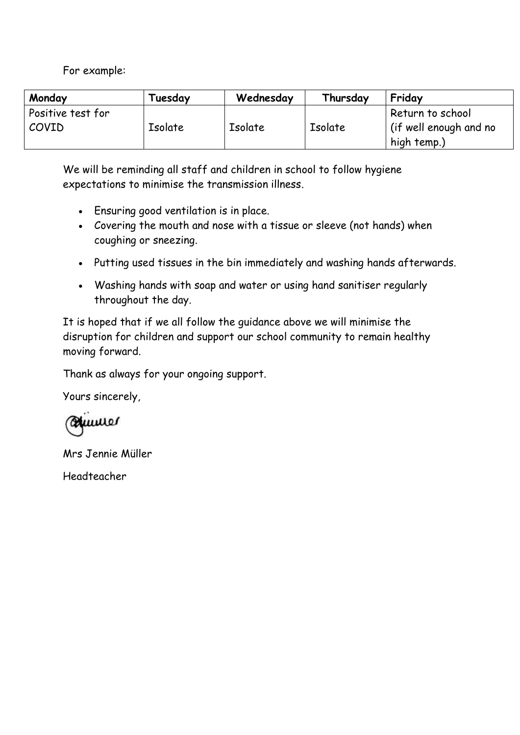For example:

| Monday | Tuesday | Wednesday | Thursday | Friday |
| --- | --- | --- | --- | --- |
| Positive test for COVID | Isolate | Isolate | Isolate | Return to school (if well enough and no high temp.) |

We will be reminding all staff and children in school to follow hygiene expectations to minimise the transmission illness.

- Ensuring good ventilation is in place.
- Covering the mouth and nose with a tissue or sleeve (not hands) when coughing or sneezing.
- Putting used tissues in the bin immediately and washing hands afterwards.
- Washing hands with soap and water or using hand sanitiser regularly throughout the day.

It is hoped that if we all follow the guidance above we will minimise the disruption for children and support our school community to remain healthy moving forward.

Thank as always for your ongoing support.

Yours sincerely,

Mrs Jennie Müller

Headteacher